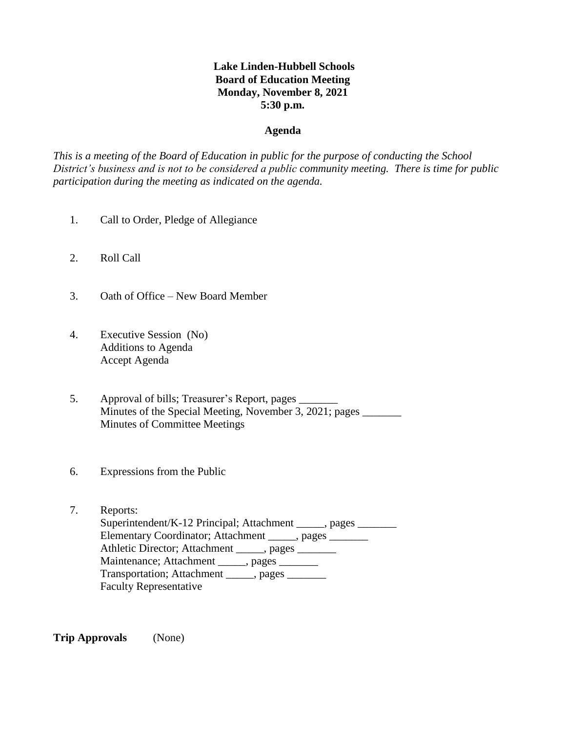**Lake Linden-Hubbell Schools**
**Board of Education Meeting**
**Monday, November 8, 2021**
**5:30 p.m.**

**Agenda**

*This is a meeting of the Board of Education in public for the purpose of conducting the School District's business and is not to be considered a public community meeting. There is time for public participation during the meeting as indicated on the agenda.*

1. Call to Order, Pledge of Allegiance

2. Roll Call

3. Oath of Office – New Board Member

4. Executive Session (No)
   Additions to Agenda
   Accept Agenda

5. Approval of bills; Treasurer's Report, pages _______
   Minutes of the Special Meeting, November 3, 2021; pages _______
   Minutes of Committee Meetings

6. Expressions from the Public

7. Reports:
   Superintendent/K-12 Principal; Attachment _____, pages _______
   Elementary Coordinator; Attachment _____, pages _______
   Athletic Director; Attachment _____, pages _______
   Maintenance; Attachment _____, pages _______
   Transportation; Attachment _____, pages _______
   Faculty Representative

**Trip Approvals** (None)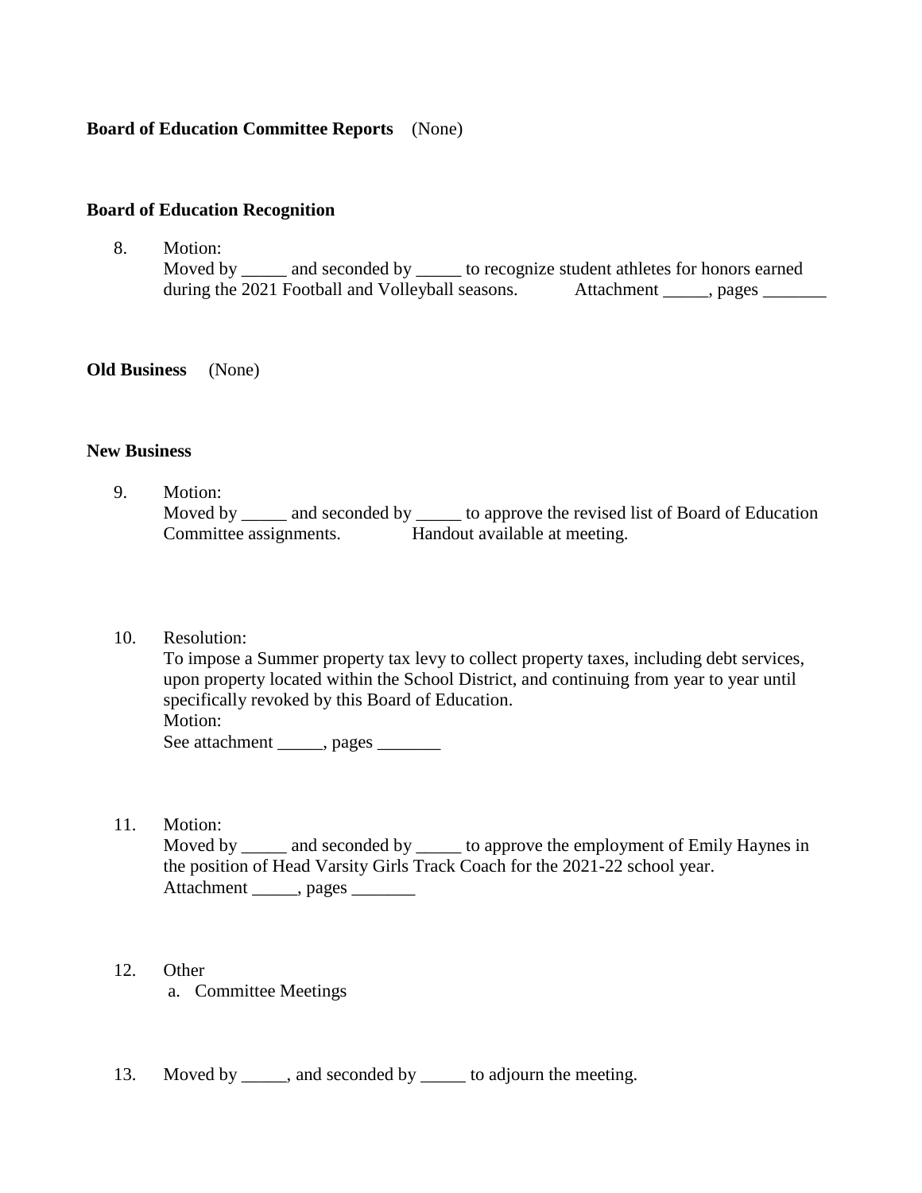**Board of Education Committee Reports** (None)

**Board of Education Recognition**

8. Motion:
   Moved by _____ and seconded by _____ to recognize student athletes for honors earned during the 2021 Football and Volleyball seasons. Attachment _____, pages _______

**Old Business** (None)

**New Business**

9. Motion:
   Moved by _____ and seconded by _____ to approve the revised list of Board of Education Committee assignments. Handout available at meeting.

10. Resolution:
    To impose a Summer property tax levy to collect property taxes, including debt services, upon property located within the School District, and continuing from year to year until specifically revoked by this Board of Education.
    Motion:
    See attachment _____, pages _______

11. Motion:
    Moved by _____ and seconded by _____ to approve the employment of Emily Haynes in the position of Head Varsity Girls Track Coach for the 2021-22 school year.
    Attachment _____, pages _______

12. Other
    a. Committee Meetings

13. Moved by _____, and seconded by _____ to adjourn the meeting.